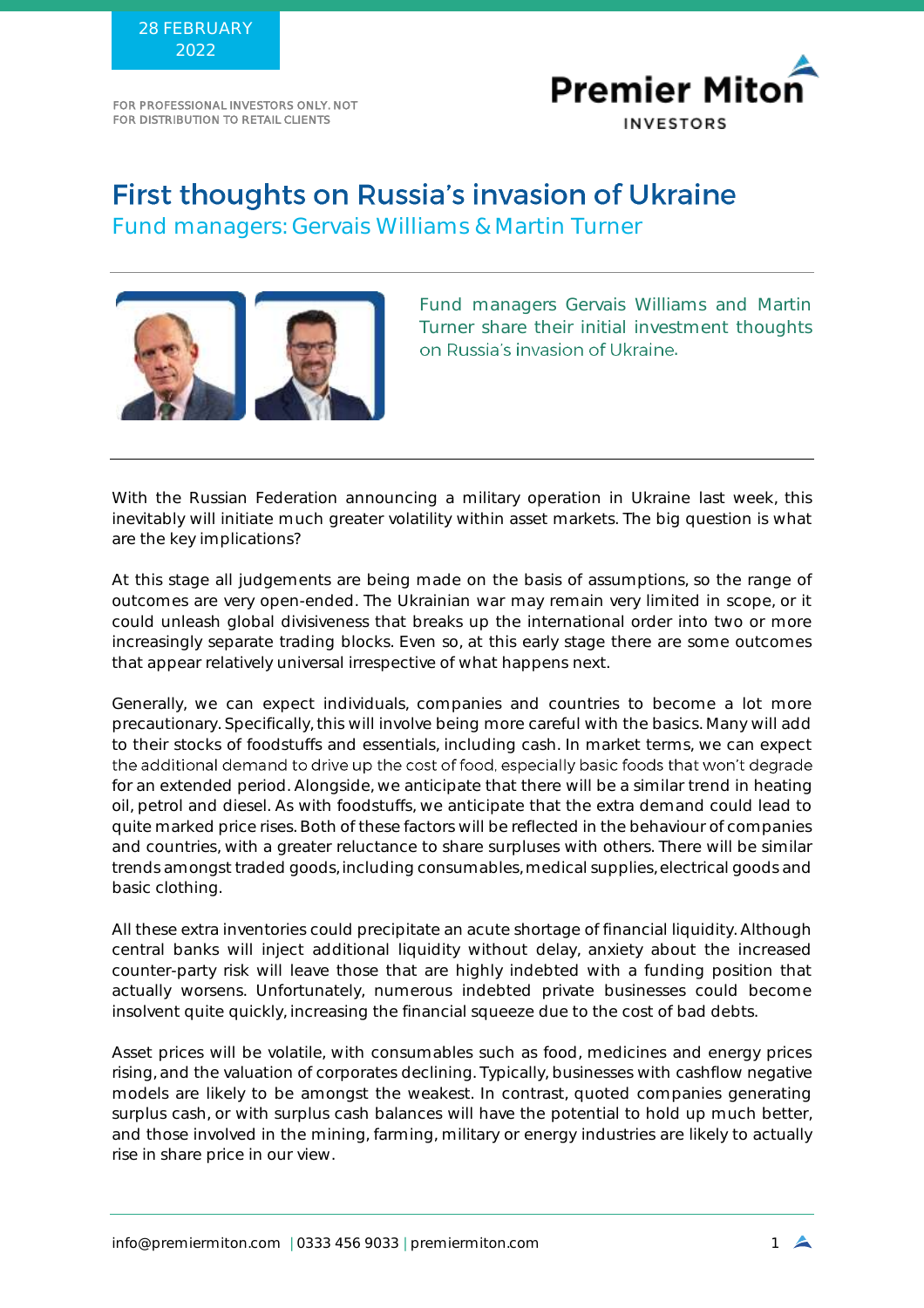28 FEBRUARY 2022

FOR PROFESSIONAL INVESTORS ONLY. NOT FOR DISTRIBUTION TO RETAIL CLIENTS

# First thoughts on Russia's invasion of Ukraine

## Fund managers: Gervais Williams & Martin Turner

Fund managers Gervais Williams and Martin Turner share their initial investment thoughts on Russia's invasion of Ukraine.

With the Russian Federation announcing a military operation in Ukraine last week, this inevitably will initiate much greater volatility within asset markets. The big question is what are the key implications?

At this stage all judgements are being made on the basis of assumptions, so the range of outcomes are very open-ended. The Ukrainian war may remain very limited in scope, or it could unleash global divisiveness that breaks up the international order into two or more increasingly separate trading blocks. Even so, at this early stage there are some outcomes that appear relatively universal irrespective of what happens next.

Generally, we can expect individuals, companies and countries to become a lot more precautionary. Specifically, this will involve being more careful with the basics. Many will add to their stocks of foodstuffs and essentials, including cash. In market terms, we can expect the additional demand to drive up the cost of food, especially basic foods that won't degrade for an extended period. Alongside, we anticipate that there will be a similar trend in heating oil, petrol and diesel. As with foodstuffs, we anticipate that the extra demand could lead to quite marked price rises. Both of these factors will be reflected in the behaviour of companies and countries, with a greater reluctance to share surpluses with others. There will be similar trends amongst traded goods, including consumables, medical supplies, electrical goods and basic clothing.

All these extra inventories could precipitate an acute shortage of financial liquidity. Although central banks will inject additional liquidity without delay, anxiety about the increased counter-party risk will leave those that are highly indebted with a funding position that actually worsens. Unfortunately, numerous indebted private businesses could become insolvent quite quickly, increasing the financial squeeze due to the cost of bad debts.

Asset prices will be volatile, with consumables such as food, medicines and energy prices rising, and the valuation of corporates declining. Typically, businesses with cashflow negative models are likely to be amongst the weakest. In contrast, quoted companies generating surplus cash, or with surplus cash balances will have the potential to hold up much better, and those involved in the mining, farming, military or energy industries are likely to actually rise in share price in our view.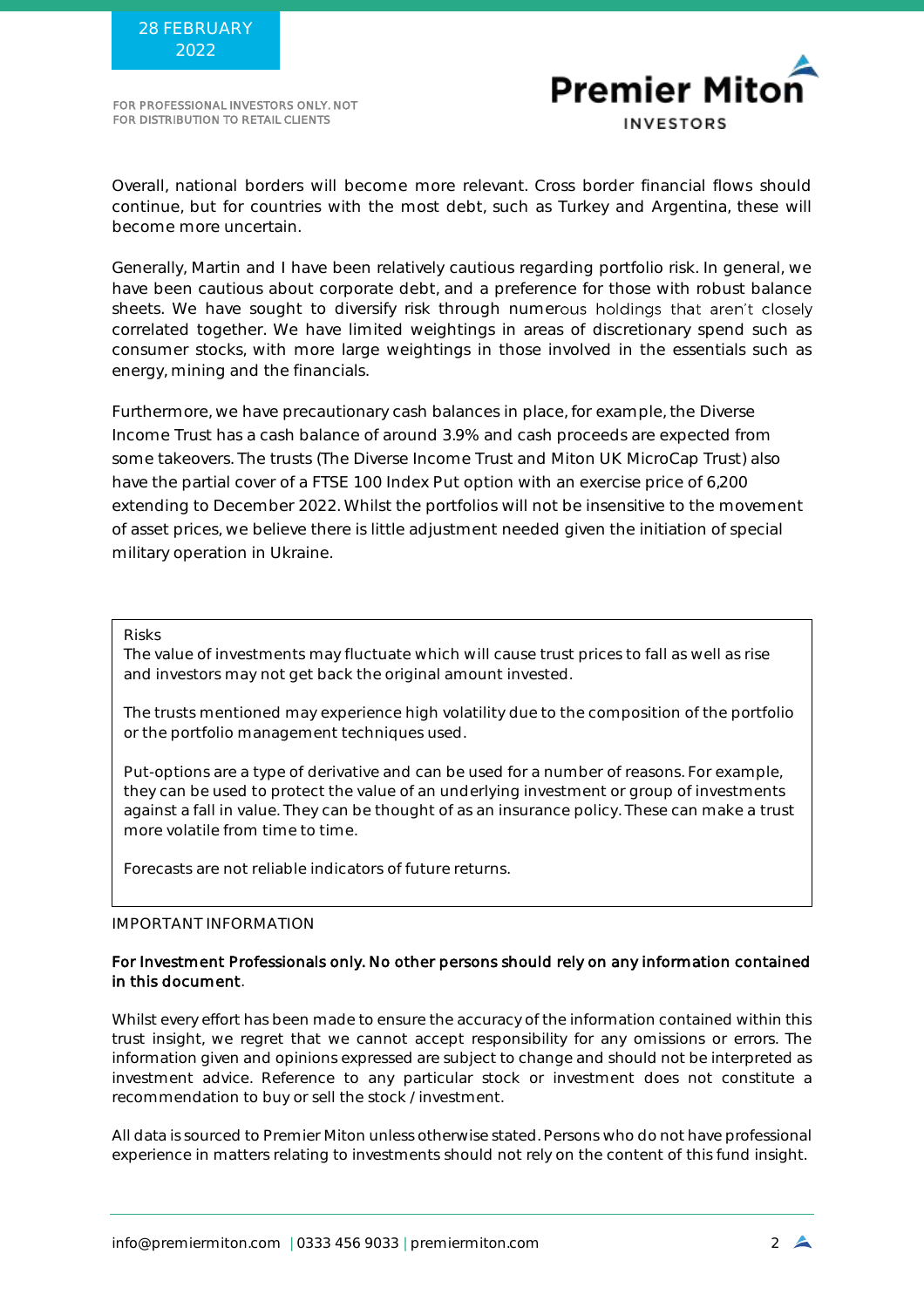Overall, national borders will become more relevant. Cross border financial flows should continue, but for countries with the most debt, such as Turkey and Argentina, these will become more uncertain.

Generally, Martin and I have been relatively cautious regarding portfolio risk. In general, we have been cautious about corporate debt, and a preference for those with robust balance sheets. We have sought to diversify risk through numerous holdings that aren't closely correlated together. We have limited weightings in areas of discretionary spend such as consumer stocks, with more large weightings in those involved in the essentials such as energy, mining and the financials.

Furthermore, we have precautionary cash balances in place, for example, the Diverse Income Trust has a cash balance of around 3.9% and cash proceeds are expected from some takeovers. The trusts (The Diverse Income Trust and Miton UK MicroCap Trust) also have the partial cover of a FTSE 100 Index Put option with an exercise price of 6,200 extending to December 2022. Whilst the portfolios will not be insensitive to the movement of asset prices, we believe there is little adjustment needed given the initiation of special military operation in Ukraine.

Risks

The value of investments may fluctuate which will cause trust prices to fall as well as rise and investors may not get back the original amount invested.

The trusts mentioned may experience high volatility due to the composition of the portfolio or the portfolio management techniques used.

Put-options are a type of derivative and can be used for a number of reasons. For example, they can be used to protect the value of an underlying investment or group of investments against a fall in value. They can be thought of as an insurance policy. These can make a trust more volatile from time to time.

Forecasts are not reliable indicators of future returns.

IMPORTANT INFORMATION

**For Investment Professionals only. No other persons should rely on any information contained in this document.**

Whilst every effort has been made to ensure the accuracy of the information contained within this trust insight, we regret that we cannot accept responsibility for any omissions or errors. The information given and opinions expressed are subject to change and should not be interpreted as investment advice. Reference to any particular stock or investment does not constitute a recommendation to buy or sell the stock / investment.

All data is sourced to Premier Miton unless otherwise stated. Persons who do not have professional experience in matters relating to investments should not rely on the content of this fund insight.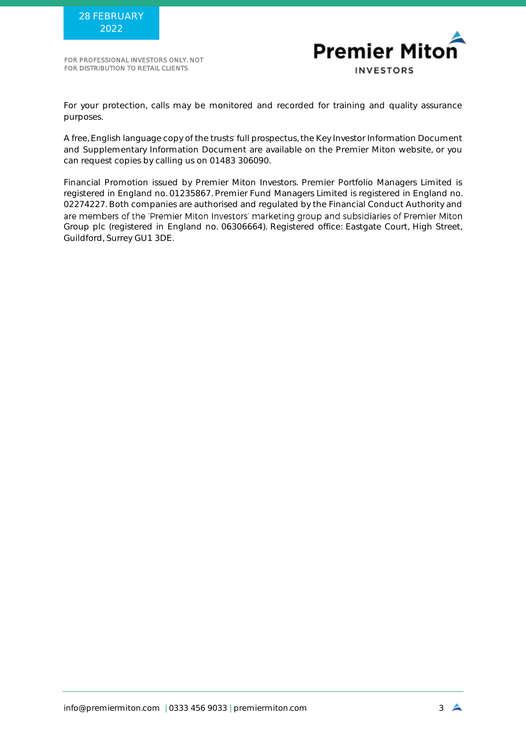For your protection, calls may be monitored and recorded for training and quality assurance purposes.

A free, English language copy of the trusts' full prospectus, the Key Investor Information Document and Supplementary Information Document are available on the Premier Miton website, or you can request copies by calling us on 01483 306090.

Financial Promotion issued by Premier Miton Investors. Premier Portfolio Managers Limited is registered in England no. 01235867. Premier Fund Managers Limited is registered in England no. 02274227. Both companies are authorised and regulated by the Financial Conduct Authority and are members of the 'Premier Miton Investors' marketing group and subsidiaries of Premier Miton Group plc (registered in England no. 06306664). Registered office: Eastgate Court, High Street, Guildford, Surrey GU1 3DE.